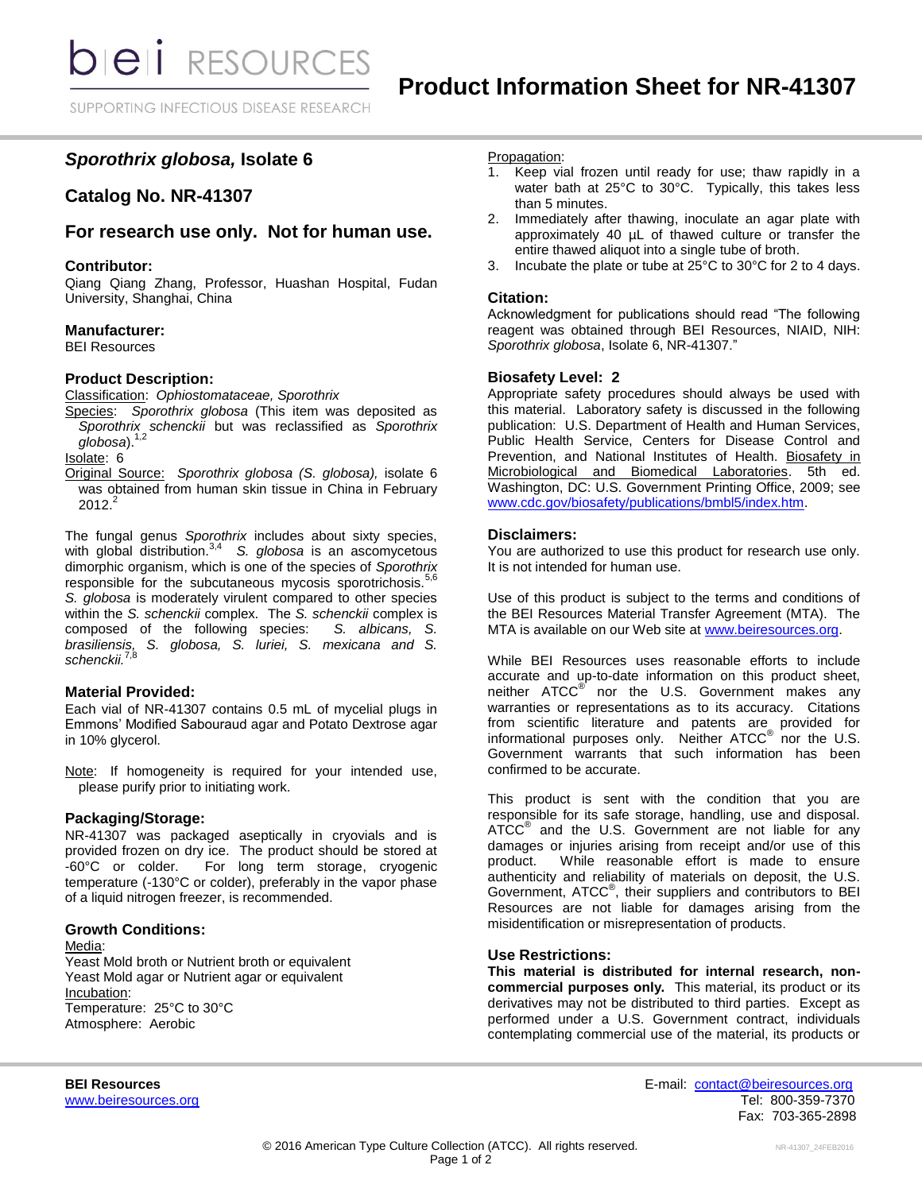# Product Information Sheet for NR-41307

## *Sporothrix globosa,* Isolate 6

## Catalog No. NR-41307

## For research use only. Not for human use.

### Contributor:

Qiang Qiang Zhang, Professor, Huashan Hospital, Fudan University, Shanghai, China

### Manufacturer:

BEI Resources

### Product Description:

Classification: *Ophiostomataceae, Sporothrix*

Species: *Sporothrix globosa* (This item was deposited as *Sporothrix schenckii* but was reclassified as *Sporothrix globosa*).[1,2]

Isolate: 6

Original Source: *Sporothrix globosa (S. globosa),* isolate 6 was obtained from human skin tissue in China in February 2012.[2]

The fungal genus *Sporothrix* includes about sixty species, with global distribution.[3,4] *S. globosa* is an ascomycetous dimorphic organism, which is one of the species of *Sporothrix* responsible for the subcutaneous mycosis sporotrichosis.[5,6] *S. globosa* is moderately virulent compared to other species within the *S. schenckii* complex. The *S. schenckii* complex is composed of the following species: *S. albicans, S. brasiliensis, S. globosa, S. luriei, S. mexicana and S. schenckii.*[7,8]

### Material Provided:

Each vial of NR-41307 contains 0.5 mL of mycelial plugs in Emmons' Modified Sabouraud agar and Potato Dextrose agar in 10% glycerol.

Note: If homogeneity is required for your intended use, please purify prior to initiating work.

### Packaging/Storage:

NR-41307 was packaged aseptically in cryovials and is provided frozen on dry ice. The product should be stored at -60°C or colder. For long term storage, cryogenic temperature (-130°C or colder), preferably in the vapor phase of a liquid nitrogen freezer, is recommended.

### Growth Conditions:

Media:
Yeast Mold broth or Nutrient broth or equivalent
Yeast Mold agar or Nutrient agar or equivalent

Incubation:
Temperature: 25°C to 30°C
Atmosphere: Aerobic

Propagation:

1. Keep vial frozen until ready for use; thaw rapidly in a water bath at 25°C to 30°C. Typically, this takes less than 5 minutes.
2. Immediately after thawing, inoculate an agar plate with approximately 40 µL of thawed culture or transfer the entire thawed aliquot into a single tube of broth.
3. Incubate the plate or tube at 25°C to 30°C for 2 to 4 days.

### Citation:

Acknowledgment for publications should read "The following reagent was obtained through BEI Resources, NIAID, NIH: *Sporothrix globosa*, Isolate 6, NR-41307."

### Biosafety Level: 2

Appropriate safety procedures should always be used with this material. Laboratory safety is discussed in the following publication: U.S. Department of Health and Human Services, Public Health Service, Centers for Disease Control and Prevention, and National Institutes of Health. Biosafety in Microbiological and Biomedical Laboratories. 5th ed. Washington, DC: U.S. Government Printing Office, 2009; see www.cdc.gov/biosafety/publications/bmbl5/index.htm.

### Disclaimers:

You are authorized to use this product for research use only. It is not intended for human use.

Use of this product is subject to the terms and conditions of the BEI Resources Material Transfer Agreement (MTA). The MTA is available on our Web site at www.beiresources.org.

While BEI Resources uses reasonable efforts to include accurate and up-to-date information on this product sheet, neither ATCC® nor the U.S. Government makes any warranties or representations as to its accuracy. Citations from scientific literature and patents are provided for informational purposes only. Neither ATCC® nor the U.S. Government warrants that such information has been confirmed to be accurate.

This product is sent with the condition that you are responsible for its safe storage, handling, use and disposal. ATCC® and the U.S. Government are not liable for any damages or injuries arising from receipt and/or use of this product. While reasonable effort is made to ensure authenticity and reliability of materials on deposit, the U.S. Government, ATCC®, their suppliers and contributors to BEI Resources are not liable for damages arising from the misidentification or misrepresentation of products.

### Use Restrictions:

**This material is distributed for internal research, non-commercial purposes only.** This material, its product or its derivatives may not be distributed to third parties. Except as performed under a U.S. Government contract, individuals contemplating commercial use of the material, its products or

**BEI Resources**
www.beiresources.org

E-mail: contact@beiresources.org
Tel: 800-359-7370
Fax: 703-365-2898

© 2016 American Type Culture Collection (ATCC). All rights reserved.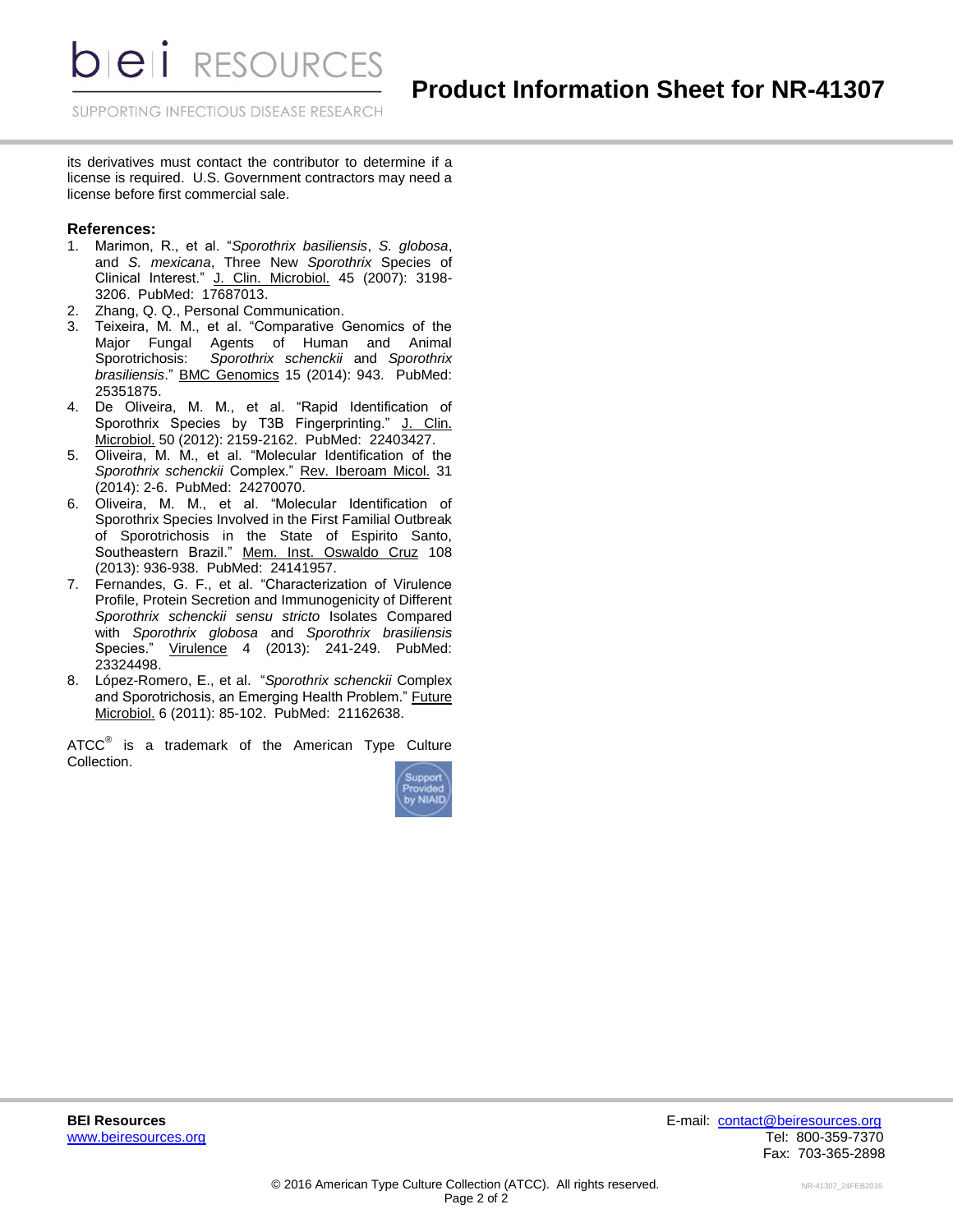its derivatives must contact the contributor to determine if a license is required. U.S. Government contractors may need a license before first commercial sale.

**References:**

1. Marimon, R., et al. "*Sporothrix basiliensis*, *S. globosa*, and *S. mexicana*, Three New *Sporothrix* Species of Clinical Interest." J. Clin. Microbiol. 45 (2007): 3198-3206. PubMed: 17687013.
2. Zhang, Q. Q., Personal Communication.
3. Teixeira, M. M., et al. "Comparative Genomics of the Major Fungal Agents of Human and Animal Sporotrichosis: *Sporothrix schenckii* and *Sporothrix brasiliensis*." BMC Genomics 15 (2014): 943. PubMed: 25351875.
4. De Oliveira, M. M., et al. "Rapid Identification of Sporothrix Species by T3B Fingerprinting." J. Clin. Microbiol. 50 (2012): 2159-2162. PubMed: 22403427.
5. Oliveira, M. M., et al. "Molecular Identification of the *Sporothrix schenckii* Complex." Rev. Iberoam Micol. 31 (2014): 2-6. PubMed: 24270070.
6. Oliveira, M. M., et al. "Molecular Identification of Sporothrix Species Involved in the First Familial Outbreak of Sporotrichosis in the State of Espirito Santo, Southeastern Brazil." Mem. Inst. Oswaldo Cruz 108 (2013): 936-938. PubMed: 24141957.
7. Fernandes, G. F., et al. "Characterization of Virulence Profile, Protein Secretion and Immunogenicity of Different *Sporothrix schenckii sensu stricto* Isolates Compared with *Sporothrix globosa* and *Sporothrix brasiliensis* Species." Virulence 4 (2013): 241-249. PubMed: 23324498.
8. López-Romero, E., et al. "*Sporothrix schenckii* Complex and Sporotrichosis, an Emerging Health Problem." Future Microbiol. 6 (2011): 85-102. PubMed: 21162638.

ATCC® is a trademark of the American Type Culture Collection.

Support Provided by NIAID